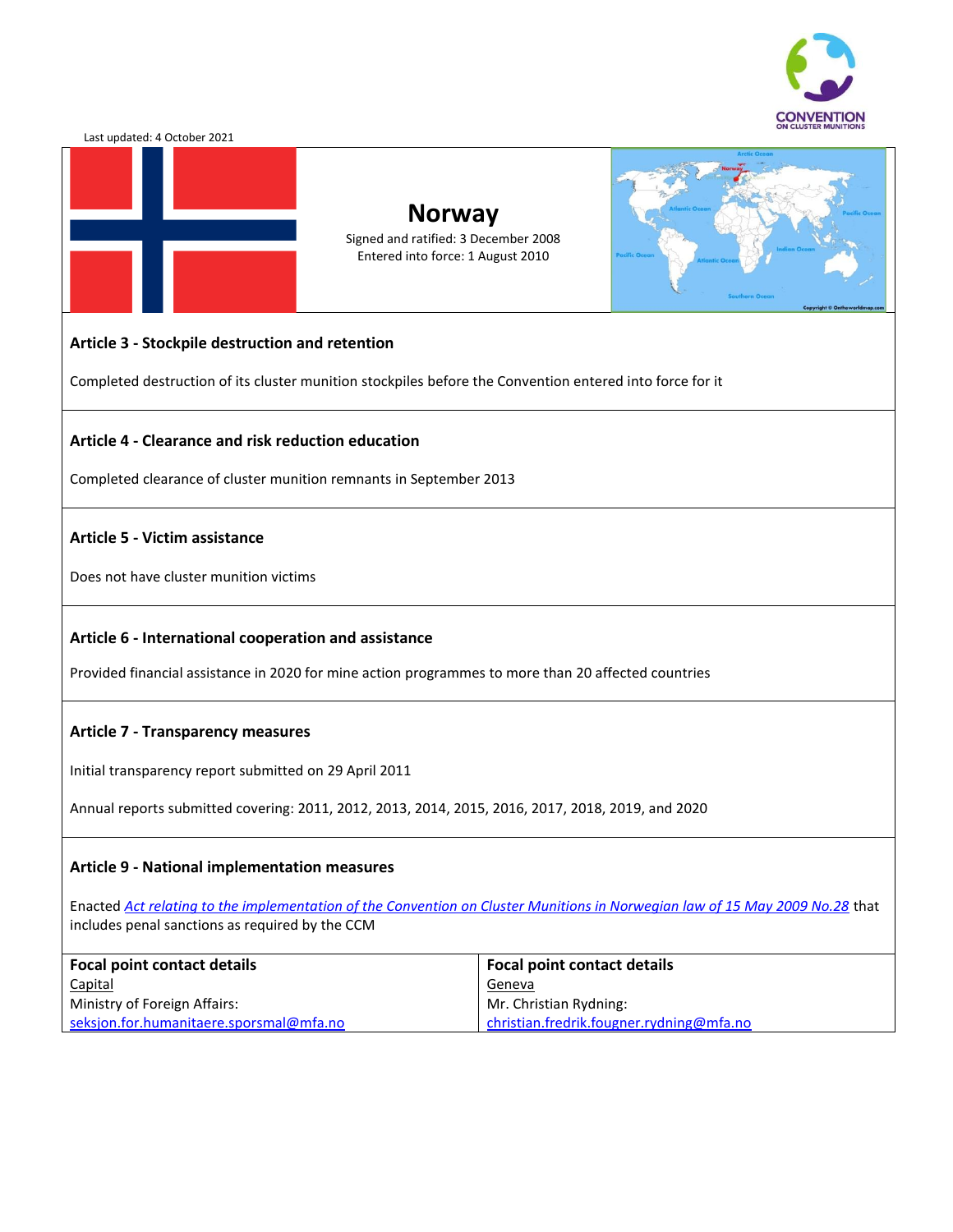Last updated: 4 October 2021

# Norway

Signed and ratified: 3 December 2008
Entered into force: 1 August 2010

## Article 3 - Stockpile destruction and retention

Completed destruction of its cluster munition stockpiles before the Convention entered into force for it

## Article 4 - Clearance and risk reduction education

Completed clearance of cluster munition remnants in September 2013

## Article 5 - Victim assistance

Does not have cluster munition victims

## Article 6 - International cooperation and assistance

Provided financial assistance in 2020 for mine action programmes to more than 20 affected countries

## Article 7 - Transparency measures

Initial transparency report submitted on 29 April 2011

Annual reports submitted covering: 2011, 2012, 2013, 2014, 2015, 2016, 2017, 2018, 2019, and 2020

## Article 9 - National implementation measures

Enacted *Act relating to the implementation of the Convention on Cluster Munitions in Norwegian law of 15 May 2009 No.28* that includes penal sanctions as required by the CCM

| Focal point contact details | Focal point contact details |
|---|---|
| Capital<br>Ministry of Foreign Affairs:<br>seksjon.for.humanitaere.sporsmal@mfa.no | Geneva<br>Mr. Christian Rydning:<br>christian.fredrik.fougner.rydning@mfa.no |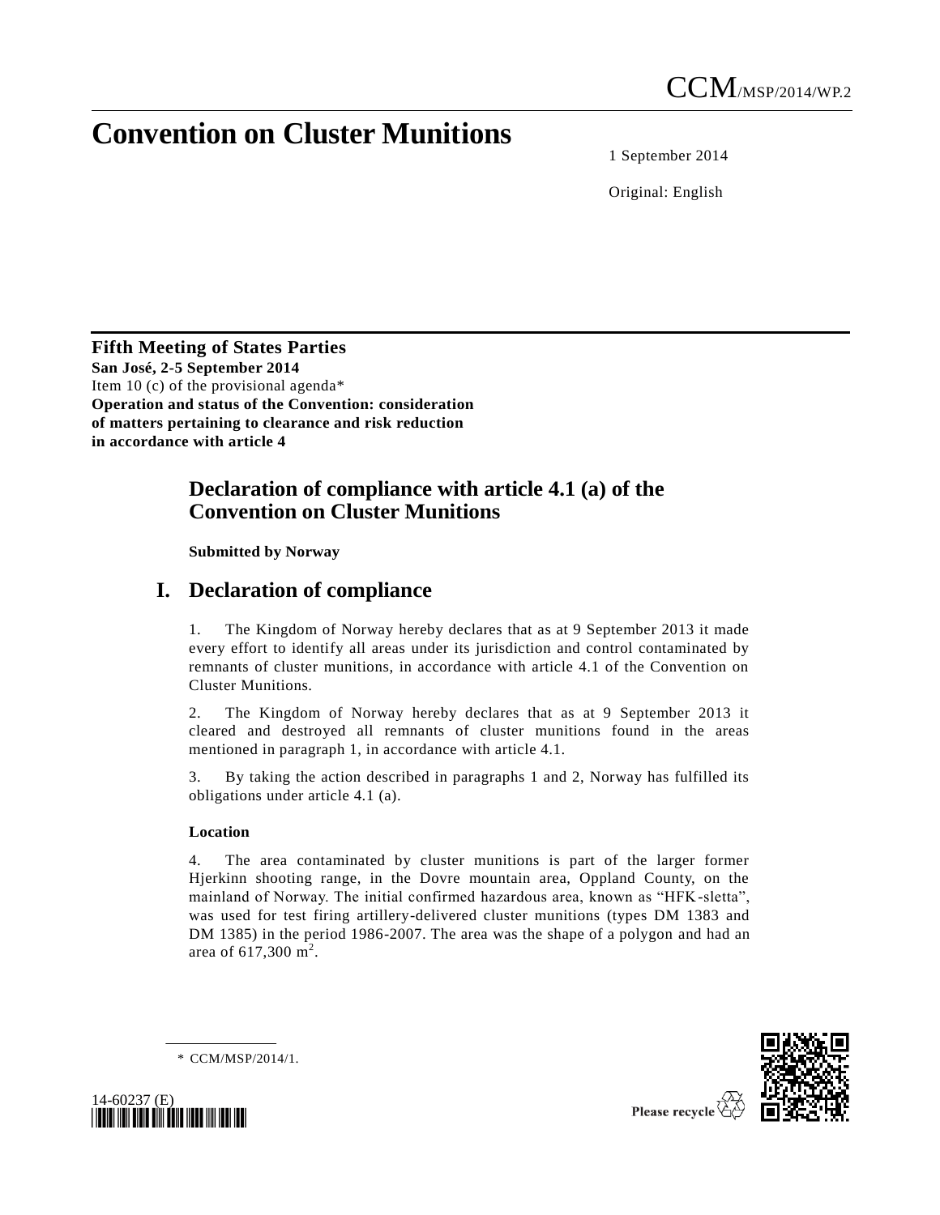# Convention on Cluster Munitions

1 September 2014

Original: English

**Fifth Meeting of States Parties**
**San José, 2-5 September 2014**
Item 10 (c) of the provisional agenda*
**Operation and status of the Convention: consideration of matters pertaining to clearance and risk reduction in accordance with article 4**

## Declaration of compliance with article 4.1 (a) of the Convention on Cluster Munitions

**Submitted by Norway**

## I. Declaration of compliance

1. The Kingdom of Norway hereby declares that as at 9 September 2013 it made every effort to identify all areas under its jurisdiction and control contaminated by remnants of cluster munitions, in accordance with article 4.1 of the Convention on Cluster Munitions.

2. The Kingdom of Norway hereby declares that as at 9 September 2013 it cleared and destroyed all remnants of cluster munitions found in the areas mentioned in paragraph 1, in accordance with article 4.1.

3. By taking the action described in paragraphs 1 and 2, Norway has fulfilled its obligations under article 4.1 (a).

### Location

4. The area contaminated by cluster munitions is part of the larger former Hjerkinn shooting range, in the Dovre mountain area, Oppland County, on the mainland of Norway. The initial confirmed hazardous area, known as "HFK-sletta", was used for test firing artillery-delivered cluster munitions (types DM 1383 and DM 1385) in the period 1986-2007. The area was the shape of a polygon and had an area of 617,300 $m^2$.

\* CCM/MSP/2014/1.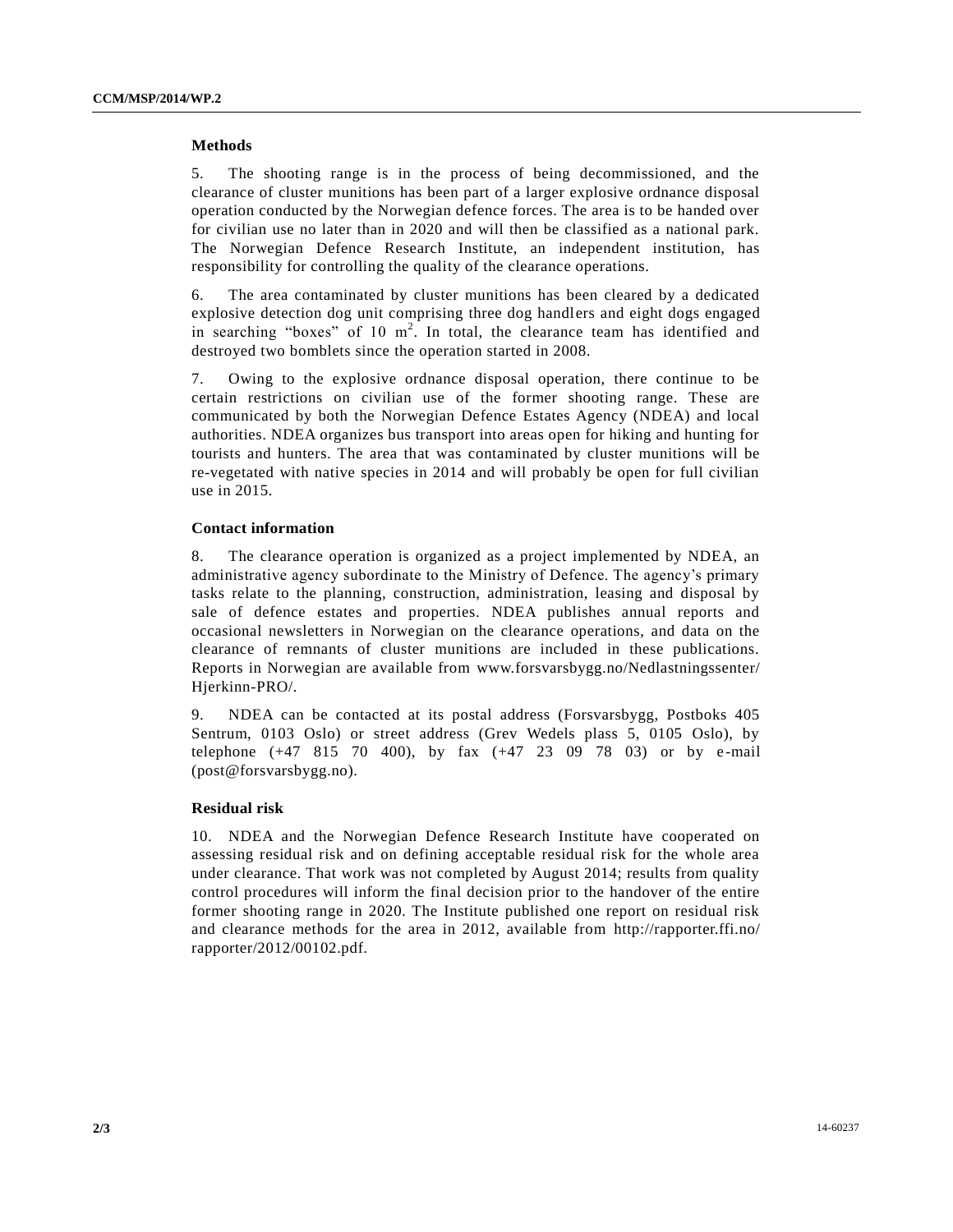### Methods

5. The shooting range is in the process of being decommissioned, and the clearance of cluster munitions has been part of a larger explosive ordnance disposal operation conducted by the Norwegian defence forces. The area is to be handed over for civilian use no later than in 2020 and will then be classified as a national park. The Norwegian Defence Research Institute, an independent institution, has responsibility for controlling the quality of the clearance operations.

6. The area contaminated by cluster munitions has been cleared by a dedicated explosive detection dog unit comprising three dog handlers and eight dogs engaged in searching "boxes" of 10 $m^2$. In total, the clearance team has identified and destroyed two bomblets since the operation started in 2008.

7. Owing to the explosive ordnance disposal operation, there continue to be certain restrictions on civilian use of the former shooting range. These are communicated by both the Norwegian Defence Estates Agency (NDEA) and local authorities. NDEA organizes bus transport into areas open for hiking and hunting for tourists and hunters. The area that was contaminated by cluster munitions will be re-vegetated with native species in 2014 and will probably be open for full civilian use in 2015.

### Contact information

8. The clearance operation is organized as a project implemented by NDEA, an administrative agency subordinate to the Ministry of Defence. The agency's primary tasks relate to the planning, construction, administration, leasing and disposal by sale of defence estates and properties. NDEA publishes annual reports and occasional newsletters in Norwegian on the clearance operations, and data on the clearance of remnants of cluster munitions are included in these publications. Reports in Norwegian are available from www.forsvarsbygg.no/Nedlastningssenter/Hjerkinn-PRO/.

9. NDEA can be contacted at its postal address (Forsvarsbygg, Postboks 405 Sentrum, 0103 Oslo) or street address (Grev Wedels plass 5, 0105 Oslo), by telephone (+47 815 70 400), by fax (+47 23 09 78 03) or by e-mail (post@forsvarsbygg.no).

### Residual risk

10. NDEA and the Norwegian Defence Research Institute have cooperated on assessing residual risk and on defining acceptable residual risk for the whole area under clearance. That work was not completed by August 2014; results from quality control procedures will inform the final decision prior to the handover of the entire former shooting range in 2020. The Institute published one report on residual risk and clearance methods for the area in 2012, available from http://rapporter.ffi.no/rapporter/2012/00102.pdf.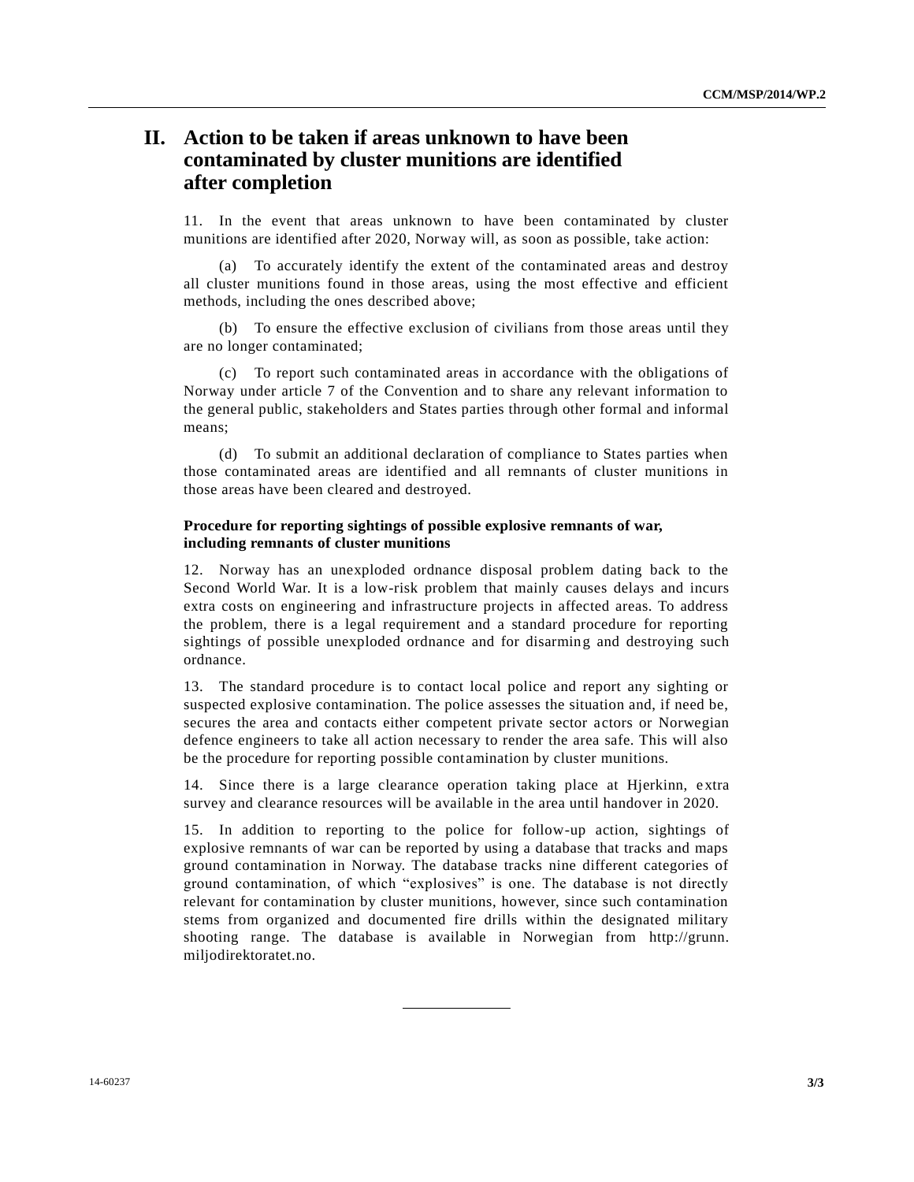## II. Action to be taken if areas unknown to have been contaminated by cluster munitions are identified after completion

11. In the event that areas unknown to have been contaminated by cluster munitions are identified after 2020, Norway will, as soon as possible, take action:

(a) To accurately identify the extent of the contaminated areas and destroy all cluster munitions found in those areas, using the most effective and efficient methods, including the ones described above;

(b) To ensure the effective exclusion of civilians from those areas until they are no longer contaminated;

(c) To report such contaminated areas in accordance with the obligations of Norway under article 7 of the Convention and to share any relevant information to the general public, stakeholders and States parties through other formal and informal means;

(d) To submit an additional declaration of compliance to States parties when those contaminated areas are identified and all remnants of cluster munitions in those areas have been cleared and destroyed.

**Procedure for reporting sightings of possible explosive remnants of war, including remnants of cluster munitions**

12. Norway has an unexploded ordnance disposal problem dating back to the Second World War. It is a low-risk problem that mainly causes delays and incurs extra costs on engineering and infrastructure projects in affected areas. To address the problem, there is a legal requirement and a standard procedure for reporting sightings of possible unexploded ordnance and for disarming and destroying such ordnance.

13. The standard procedure is to contact local police and report any sighting or suspected explosive contamination. The police assesses the situation and, if need be, secures the area and contacts either competent private sector actors or Norwegian defence engineers to take all action necessary to render the area safe. This will also be the procedure for reporting possible contamination by cluster munitions.

14. Since there is a large clearance operation taking place at Hjerkinn, extra survey and clearance resources will be available in the area until handover in 2020.

15. In addition to reporting to the police for follow-up action, sightings of explosive remnants of war can be reported by using a database that tracks and maps ground contamination in Norway. The database tracks nine different categories of ground contamination, of which “explosives” is one. The database is not directly relevant for contamination by cluster munitions, however, since such contamination stems from organized and documented fire drills within the designated military shooting range. The database is available in Norwegian from http://grunn.miljodirektoratet.no.